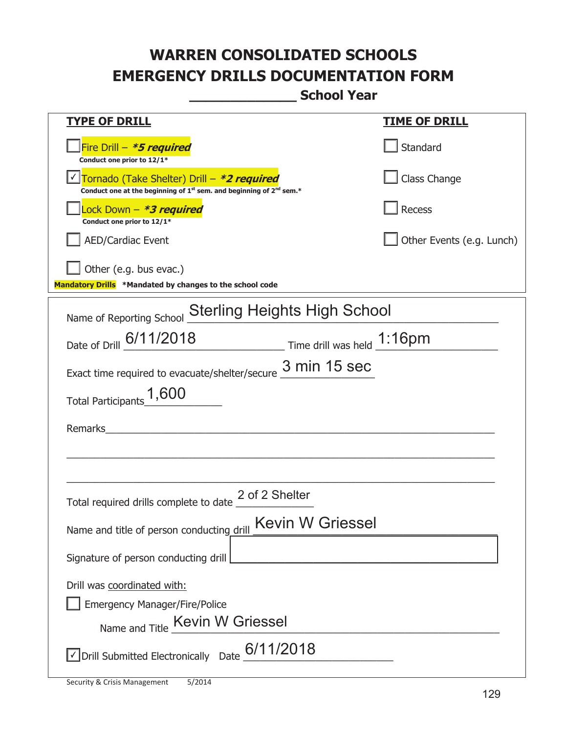# WARREN CONSOLIDATED SCHOOLS
# EMERGENCY DRILLS DOCUMENTATION FORM
## _____________ School Year

| **TYPE OF DRILL** | **TIME OF DRILL** |
|---|---|
| ☐ Fire Drill – ***5 required*** <br> **Conduct one prior to 12/1*** | ☐ Standard |
| ☑ Tornado (Take Shelter) Drill – ***2 required*** <br> **Conduct one at the beginning of 1st sem. and beginning of 2nd sem.*** | ☐ Class Change |
| ☐ Lock Down – ***3 required*** <br> **Conduct one prior to 12/1*** | ☐ Recess |
| ☐ AED/Cardiac Event | ☐ Other Events (e.g. Lunch) |
| ☐ Other (e.g. bus evac.) | |

**Mandatory Drills** **\*Mandated by changes to the school code**

Name of Reporting School: Sterling Heights High School

Date of Drill: 6/11/2018 Time drill was held: 1:16pm

Exact time required to evacuate/shelter/secure: 3 min 15 sec

Total Participants: 1,600

Remarks: ______________________________________________

Total required drills complete to date: 2 of 2 Shelter

Name and title of person conducting drill: Kevin W Griessel

Signature of person conducting drill: ______________________

Drill was coordinated with:

☐ Emergency Manager/Fire/Police

Name and Title: Kevin W Griessel

☑ Drill Submitted Electronically Date: 6/11/2018

Security & Crisis Management 5/2014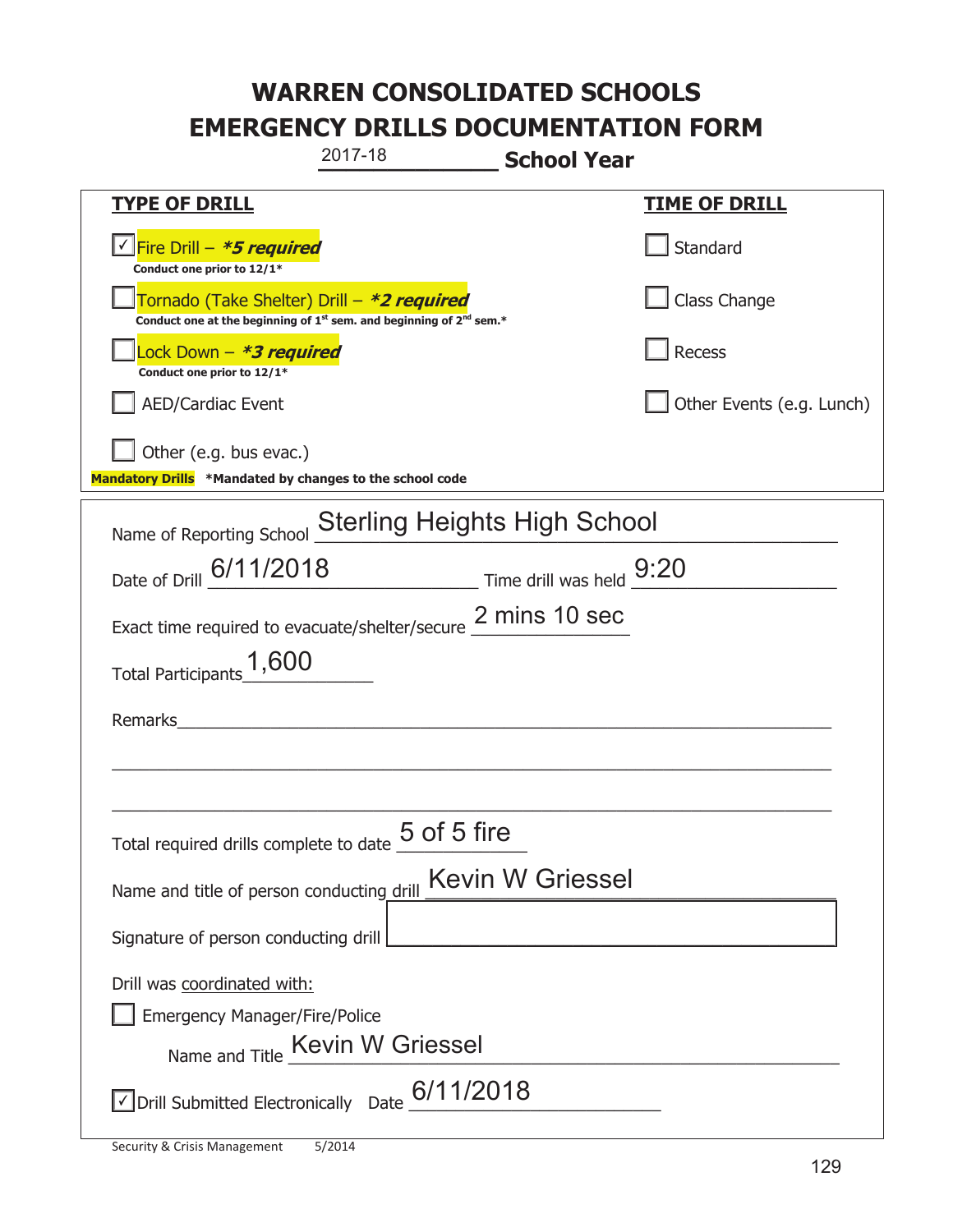# WARREN CONSOLIDATED SCHOOLS
# EMERGENCY DRILLS DOCUMENTATION FORM

2017-18 **School Year**

| **TYPE OF DRILL** | **TIME OF DRILL** |
|---|---|
| ☑ Fire Drill – ***5 required*** <br> **Conduct one prior to 12/1*** | ☐ Standard |
| ☐ Tornado (Take Shelter) Drill – ***2 required*** <br> **Conduct one at the beginning of 1st sem. and beginning of 2nd sem.*** | ☐ Class Change |
| ☐ Lock Down – ***3 required*** <br> **Conduct one prior to 12/1*** | ☐ Recess |
| ☐ AED/Cardiac Event | ☐ Other Events (e.g. Lunch) |
| ☐ Other (e.g. bus evac.) | |

**Mandatory Drills** ***Mandated by changes to the school code**

Name of Reporting School: Sterling Heights High School

Date of Drill: 6/11/2018    Time drill was held: 9:20

Exact time required to evacuate/shelter/secure: 2 mins 10 sec

Total Participants: 1,600

Remarks: ______________________________

Total required drills complete to date: 5 of 5 fire

Name and title of person conducting drill: Kevin W Griessel

Signature of person conducting drill: ______________________________

Drill was coordinated with:

☐ Emergency Manager/Fire/Police

Name and Title: Kevin W Griessel

☑ Drill Submitted Electronically  Date: 6/11/2018

Security & Crisis Management 5/2014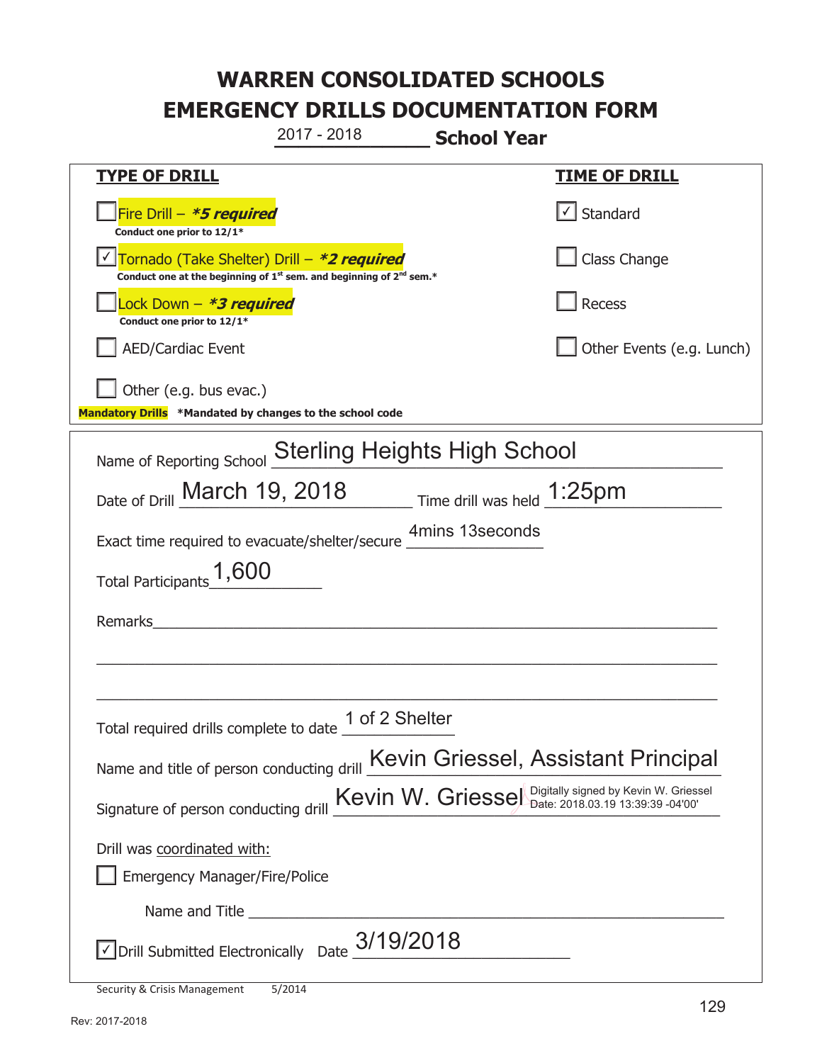# WARREN CONSOLIDATED SCHOOLS
# EMERGENCY DRILLS DOCUMENTATION FORM

2017 - 2018 **School Year**

| **TYPE OF DRILL** | **TIME OF DRILL** |
|---|---|
| ☐ Fire Drill – ***5 required*** <br> **Conduct one prior to 12/1*** | ☑ Standard |
| ☑ Tornado (Take Shelter) Drill – ***2 required*** <br> **Conduct one at the beginning of 1st sem. and beginning of 2nd sem.*** | ☐ Class Change |
| ☐ Lock Down – ***3 required*** <br> **Conduct one prior to 12/1*** | ☐ Recess |
| ☐ AED/Cardiac Event | ☐ Other Events (e.g. Lunch) |
| ☐ Other (e.g. bus evac.) | |

**Mandatory Drills** ***Mandated by changes to the school code**

Name of Reporting School: Sterling Heights High School

Date of Drill: March 19, 2018 Time drill was held: 1:25pm

Exact time required to evacuate/shelter/secure: 4mins 13seconds

Total Participants: 1,600

Remarks: ____________________

Total required drills complete to date: 1 of 2 Shelter

Name and title of person conducting drill: Kevin Griessel, Assistant Principal

Signature of person conducting drill: Kevin W. Griessel — Digitally signed by Kevin W. Griessel Date: 2018.03.19 13:39:39 -04'00'

Drill was coordinated with:

☐ Emergency Manager/Fire/Police

Name and Title ____________________

☑ Drill Submitted Electronically Date: 3/19/2018

Security & Crisis Management 5/2014

Rev: 2017-2018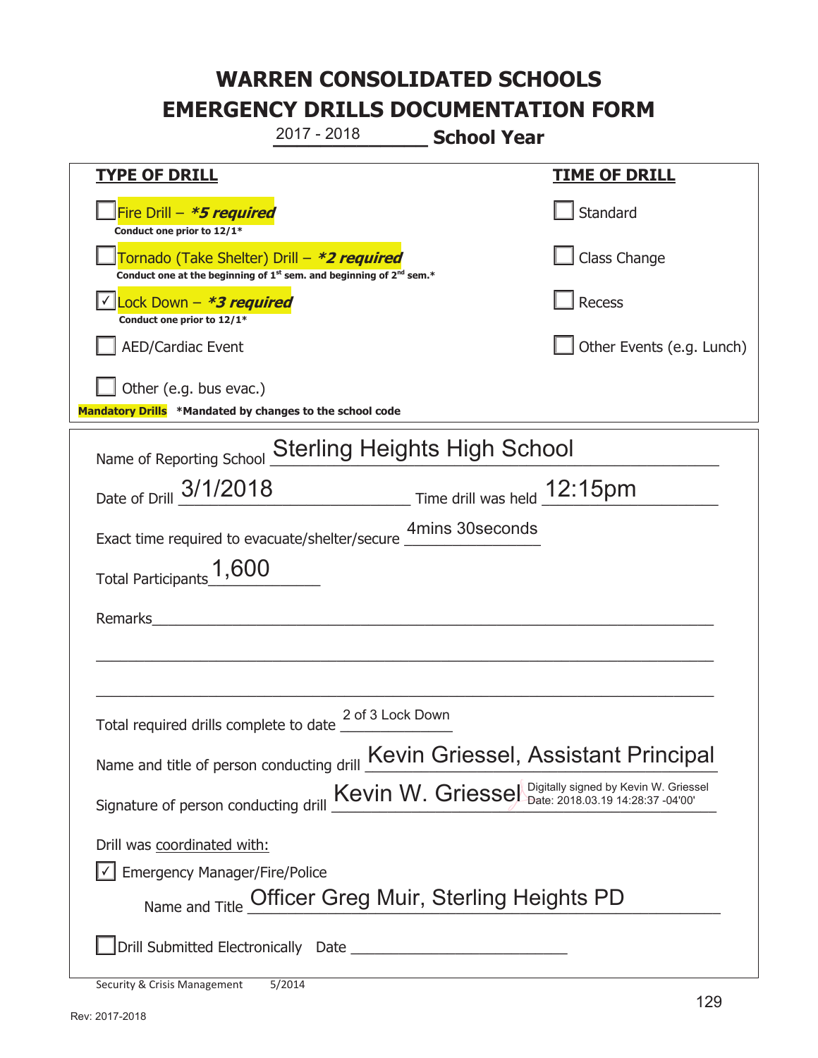# WARREN CONSOLIDATED SCHOOLS
# EMERGENCY DRILLS DOCUMENTATION FORM

2017 - 2018 **School Year**

| **TYPE OF DRILL** | **TIME OF DRILL** |
|---|---|
| ☐ Fire Drill – ***5 required*** <br> **Conduct one prior to 12/1*** | ☐ Standard |
| ☐ Tornado (Take Shelter) Drill – ***2 required*** <br> **Conduct one at the beginning of 1st sem. and beginning of 2nd sem.*** | ☐ Class Change |
| ☑ Lock Down – ***3 required*** <br> **Conduct one prior to 12/1*** | ☐ Recess |
| ☐ AED/Cardiac Event | ☐ Other Events (e.g. Lunch) |
| ☐ Other (e.g. bus evac.) | |

**Mandatory Drills** ***Mandated by changes to the school code**

Name of Reporting School: Sterling Heights High School

Date of Drill: 3/1/2018 Time drill was held: 12:15pm

Exact time required to evacuate/shelter/secure: 4mins 30seconds

Total Participants: 1,600

Remarks: ______________________________

Total required drills complete to date: 2 of 3 Lock Down

Name and title of person conducting drill: Kevin Griessel, Assistant Principal

Signature of person conducting drill: Kevin W. Griessel — Digitally signed by Kevin W. Griessel Date: 2018.03.19 14:28:37 -04'00'

Drill was coordinated with:

☑ Emergency Manager/Fire/Police

Name and Title: Officer Greg Muir, Sterling Heights PD

☐ Drill Submitted Electronically Date ______________________

Security & Crisis Management 5/2014

Rev: 2017-2018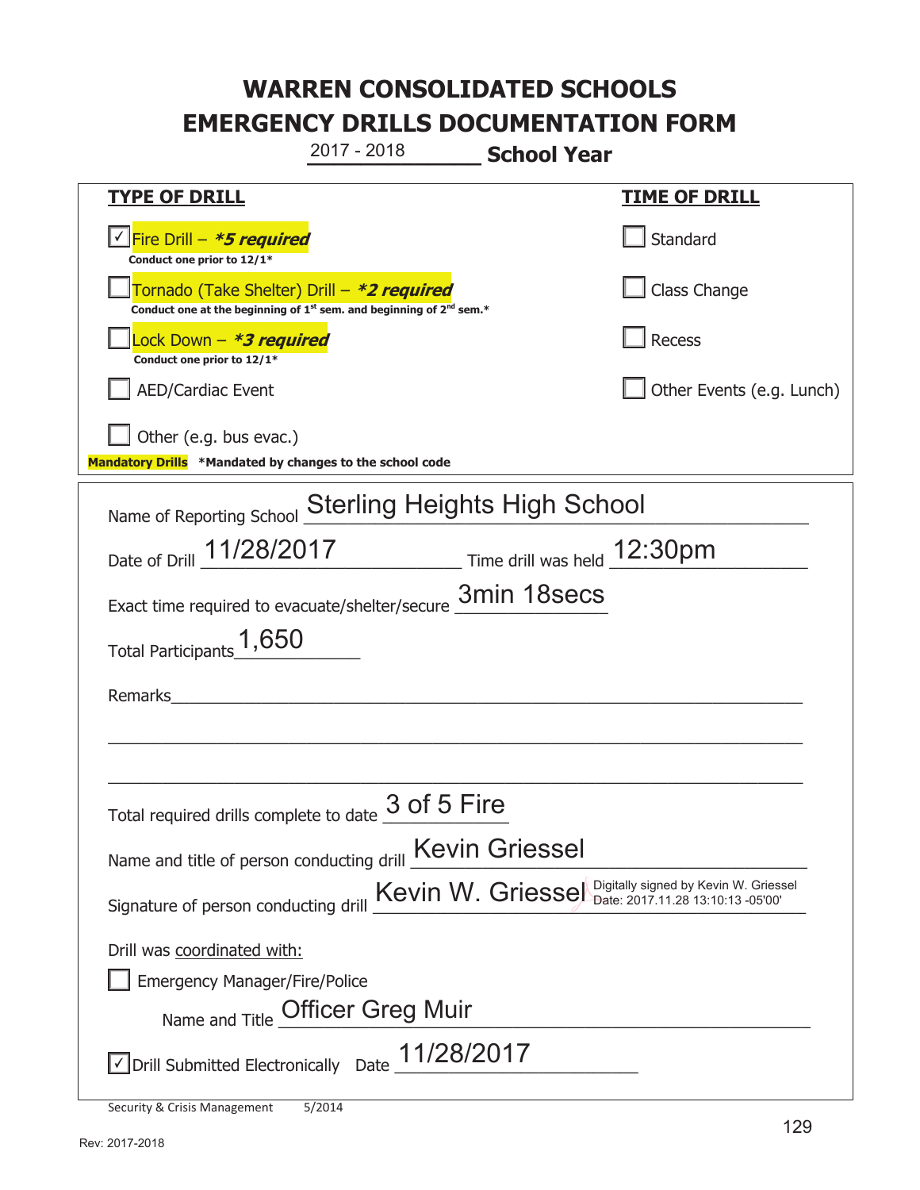# WARREN CONSOLIDATED SCHOOLS
# EMERGENCY DRILLS DOCUMENTATION FORM

2017 - 2018 **School Year**

| **TYPE OF DRILL** | **TIME OF DRILL** |
|---|---|
| ☑ Fire Drill – ***5 required**<br>**Conduct one prior to 12/1*** | ☐ Standard |
| ☐ Tornado (Take Shelter) Drill – ***2 required**<br>**Conduct one at the beginning of 1st sem. and beginning of 2nd sem.*** | ☐ Class Change |
| ☐ Lock Down – ***3 required**<br>**Conduct one prior to 12/1*** | ☐ Recess |
| ☐ AED/Cardiac Event | ☐ Other Events (e.g. Lunch) |
| ☐ Other (e.g. bus evac.) | |

**Mandatory Drills** **\*Mandated by changes to the school code**

Name of Reporting School: Sterling Heights High School

Date of Drill: 11/28/2017 Time drill was held: 12:30pm

Exact time required to evacuate/shelter/secure: 3min 18secs

Total Participants: 1,650

Remarks: ______________________________

Total required drills complete to date: 3 of 5 Fire

Name and title of person conducting drill: Kevin Griessel

Signature of person conducting drill: Kevin W. Griessel Digitally signed by Kevin W. Griessel Date: 2017.11.28 13:10:13 -05'00'

Drill was coordinated with:

☐ Emergency Manager/Fire/Police

Name and Title: Officer Greg Muir

☑ Drill Submitted Electronically Date: 11/28/2017

Security & Crisis Management 5/2014

Rev: 2017-2018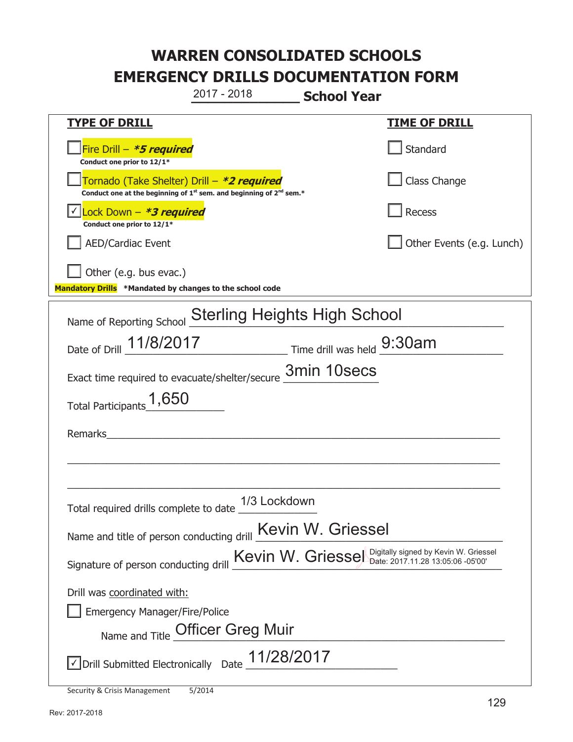# WARREN CONSOLIDATED SCHOOLS
# EMERGENCY DRILLS DOCUMENTATION FORM

2017 - 2018 **School Year**

| **TYPE OF DRILL** | **TIME OF DRILL** |
|---|---|
| ☐ Fire Drill – ***5 required** <br> **Conduct one prior to 12/1*** | ☐ Standard |
| ☐ Tornado (Take Shelter) Drill – ***2 required** <br> **Conduct one at the beginning of 1st sem. and beginning of 2nd sem.*** | ☐ Class Change |
| ☑ Lock Down – ***3 required** <br> **Conduct one prior to 12/1*** | ☐ Recess |
| ☐ AED/Cardiac Event | ☐ Other Events (e.g. Lunch) |
| ☐ Other (e.g. bus evac.) | |

**Mandatory Drills** ***Mandated by changes to the school code**

Name of Reporting School: Sterling Heights High School

Date of Drill: 11/8/2017 Time drill was held: 9:30am

Exact time required to evacuate/shelter/secure: 3min 10secs

Total Participants: 1,650

Remarks: ___

Total required drills complete to date: 1/3 Lockdown

Name and title of person conducting drill: Kevin W. Griessel

Signature of person conducting drill: Kevin W. Griessel Digitally signed by Kevin W. Griessel Date: 2017.11.28 13:05:06 -05'00'

Drill was coordinated with:

☐ Emergency Manager/Fire/Police

Name and Title: Officer Greg Muir

☑ Drill Submitted Electronically Date: 11/28/2017

Security & Crisis Management 5/2014

Rev: 2017-2018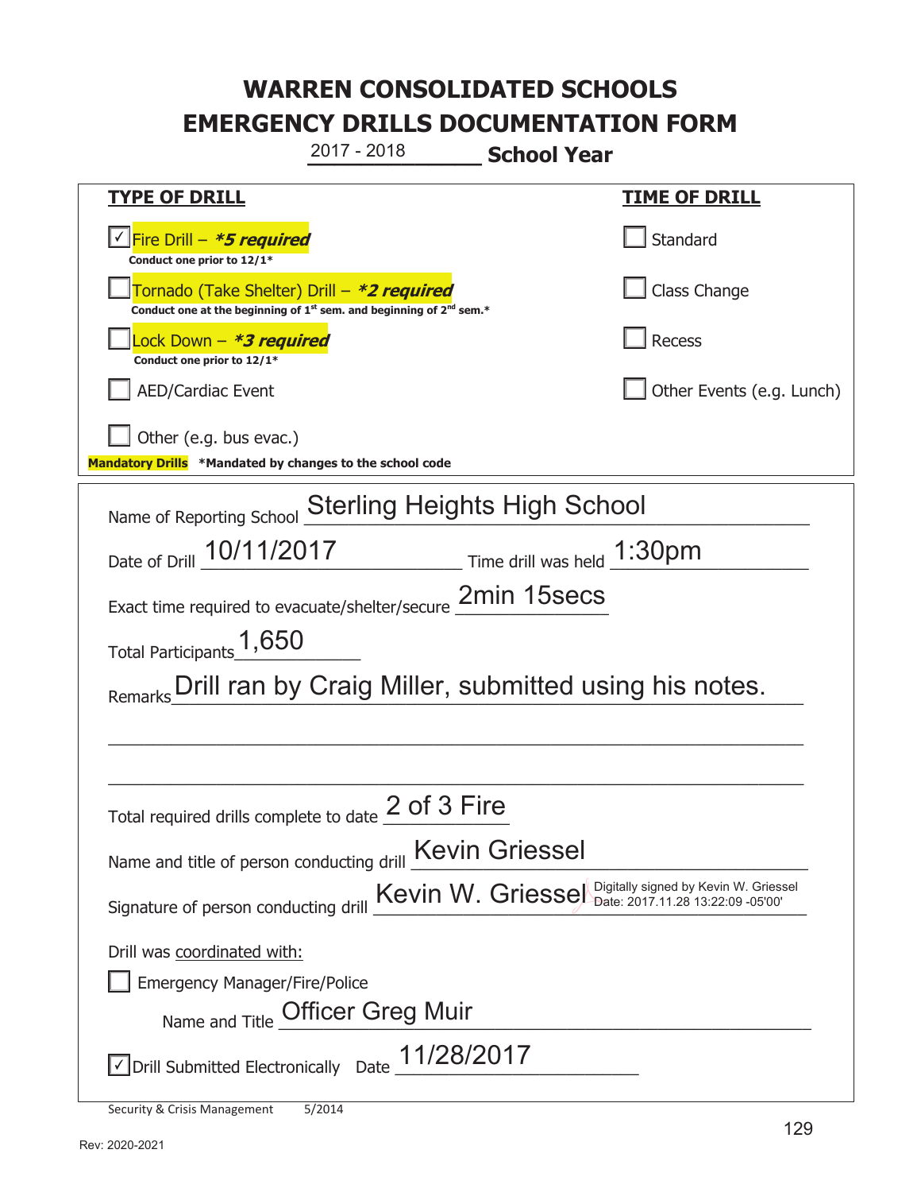# WARREN CONSOLIDATED SCHOOLS
# EMERGENCY DRILLS DOCUMENTATION FORM

2017 - 2018 **School Year**

| **TYPE OF DRILL** | **TIME OF DRILL** |
|---|---|
| ☑ Fire Drill – ***5 required*** <br> **Conduct one prior to 12/1*** | ☐ Standard |
| ☐ Tornado (Take Shelter) Drill – ***2 required*** <br> **Conduct one at the beginning of 1st sem. and beginning of 2nd sem.*** | ☐ Class Change |
| ☐ Lock Down – ***3 required*** <br> **Conduct one prior to 12/1*** | ☐ Recess |
| ☐ AED/Cardiac Event | ☐ Other Events (e.g. Lunch) |
| ☐ Other (e.g. bus evac.) | |

**Mandatory Drills** ***Mandated by changes to the school code**

Name of Reporting School: Sterling Heights High School

Date of Drill: 10/11/2017 Time drill was held: 1:30pm

Exact time required to evacuate/shelter/secure: 2min 15secs

Total Participants: 1,650

Remarks: Drill ran by Craig Miller, submitted using his notes.

Total required drills complete to date: 2 of 3 Fire

Name and title of person conducting drill: Kevin Griessel

Signature of person conducting drill: Kevin W. Griessel — Digitally signed by Kevin W. Griessel Date: 2017.11.28 13:22:09 -05'00'

Drill was coordinated with:

☐ Emergency Manager/Fire/Police

Name and Title: Officer Greg Muir

☑ Drill Submitted Electronically Date: 11/28/2017

Security & Crisis Management 5/2014

Rev: 2020-2021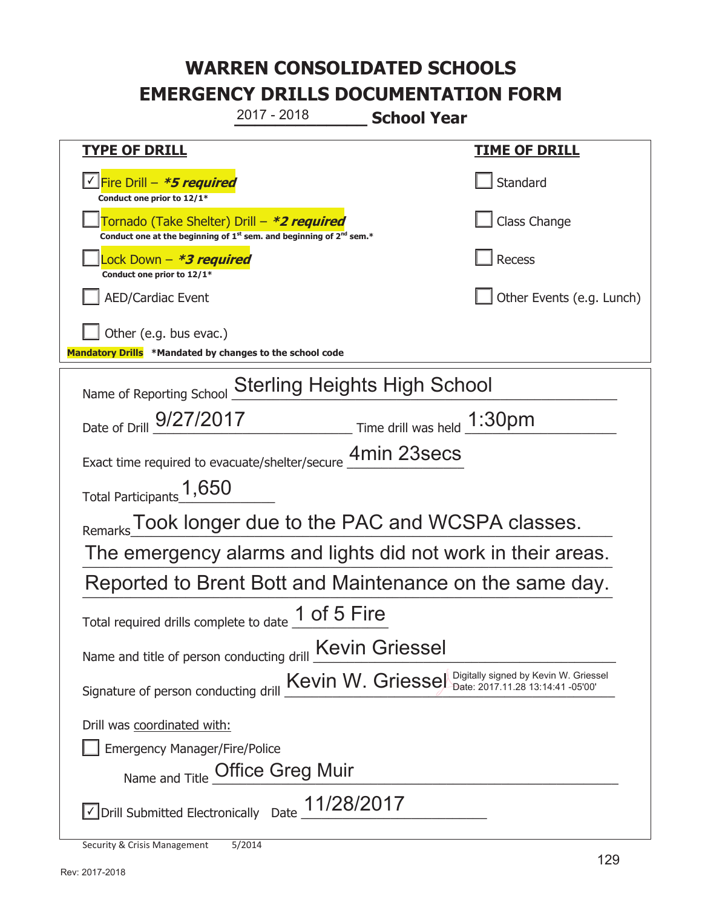# WARREN CONSOLIDATED SCHOOLS
# EMERGENCY DRILLS DOCUMENTATION FORM

2017 - 2018 **School Year**

| **TYPE OF DRILL** | **TIME OF DRILL** |
|---|---|
| ☑ Fire Drill – ***5 required*** <br> **Conduct one prior to 12/1*** | ☐ Standard |
| ☐ Tornado (Take Shelter) Drill – ***2 required*** <br> **Conduct one at the beginning of 1st sem. and beginning of 2nd sem.*** | ☐ Class Change |
| ☐ Lock Down – ***3 required*** <br> **Conduct one prior to 12/1*** | ☐ Recess |
| ☐ AED/Cardiac Event | ☐ Other Events (e.g. Lunch) |
| ☐ Other (e.g. bus evac.) | |

**Mandatory Drills** ***Mandated by changes to the school code**

Name of Reporting School: Sterling Heights High School

Date of Drill: 9/27/2017 Time drill was held: 1:30pm

Exact time required to evacuate/shelter/secure: 4min 23secs

Total Participants: 1,650

Remarks: Took longer due to the PAC and WCSPA classes. The emergency alarms and lights did not work in their areas. Reported to Brent Bott and Maintenance on the same day.

Total required drills complete to date: 1 of 5 Fire

Name and title of person conducting drill: Kevin Griessel

Signature of person conducting drill: Kevin W. Griessel — Digitally signed by Kevin W. Griessel Date: 2017.11.28 13:14:41 -05'00'

Drill was coordinated with:

☐ Emergency Manager/Fire/Police

Name and Title: Office Greg Muir

☑ Drill Submitted Electronically Date: 11/28/2017

Security & Crisis Management 5/2014

Rev: 2017-2018